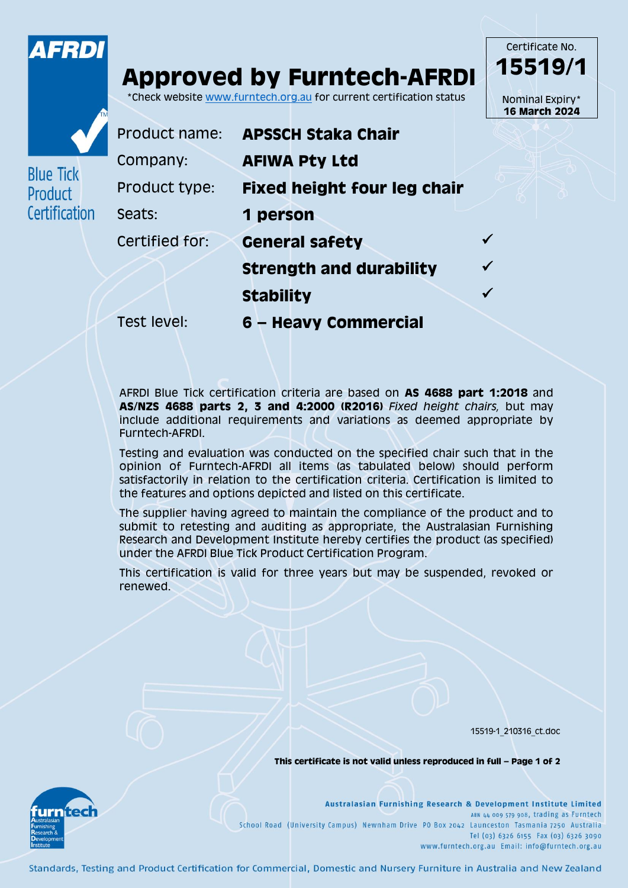AFRDI

Blue Tick Product Certification

# Approved by Furntech-AFRDI

*Check website www.furntech.org.au for current certification status

Certificate No.
**15519/1**

Nominal Expiry*
**16 March 2024**

| | | |
|---|---|---|
| Product name: | **APSSCH Staka Chair** | |
| Company: | **AFIWA Pty Ltd** | |
| Product type: | **Fixed height four leg chair** | |
| Seats: | **1 person** | |
| Certified for: | **General safety** | ✓ |
| | **Strength and durability** | ✓ |
| | **Stability** | ✓ |
| Test level: | **6 – Heavy Commercial** | |

AFRDI Blue Tick certification criteria are based on **AS 4688 part 1:2018** and **AS/NZS 4688 parts 2, 3 and 4:2000 (R2016)** *Fixed height chairs,* but may include additional requirements and variations as deemed appropriate by Furntech-AFRDI.

Testing and evaluation was conducted on the specified chair such that in the opinion of Furntech-AFRDI all items (as tabulated below) should perform satisfactorily in relation to the certification criteria. Certification is limited to the features and options depicted and listed on this certificate.

The supplier having agreed to maintain the compliance of the product and to submit to retesting and auditing as appropriate, the Australasian Furnishing Research and Development Institute hereby certifies the product (as specified) under the AFRDI Blue Tick Product Certification Program.

This certification is valid for three years but may be suspended, revoked or renewed.

15519-1_210316_ct.doc

**This certificate is not valid unless reproduced in full – Page 1 of 2**

furntech Australasian Furnishing Research & Development Institute

**Australasian Furnishing Research & Development Institute Limited**
ABN 44 009 579 908, trading as Furntech
School Road (University Campus) Newnham Drive PO Box 2042 Launceston Tasmania 7250 Australia
Tel (03) 6326 6155 Fax (03) 6326 3090
www.furntech.org.au Email: info@furntech.org.au

Standards, Testing and Product Certification for Commercial, Domestic and Nursery Furniture in Australia and New Zealand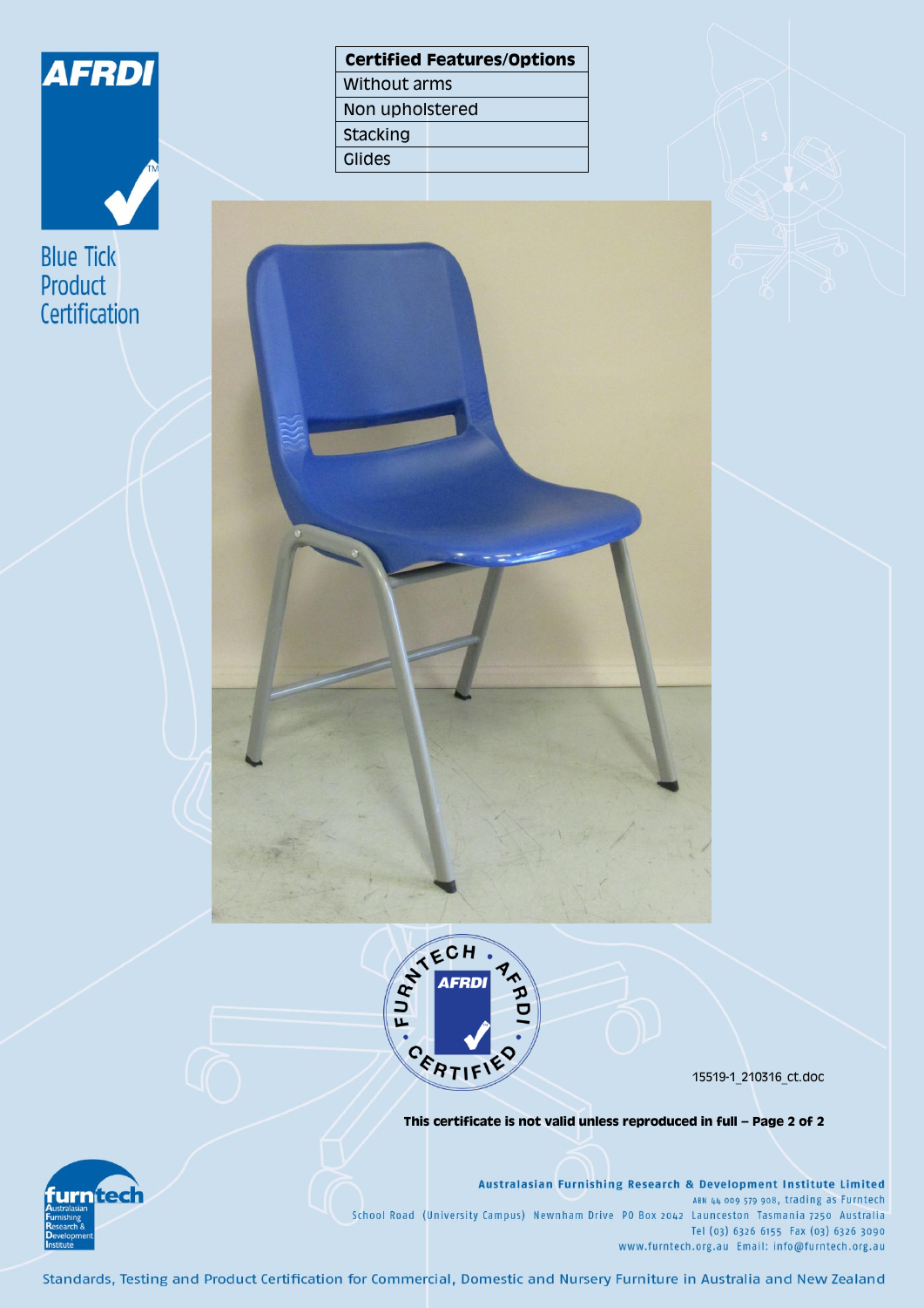AFDRI

Blue Tick Product Certification

| Certified Features/Options |
| --- |
| Without arms |
| Non upholstered |
| Stacking |
| Glides |

15519-1_210316_ct.doc

**This certificate is not valid unless reproduced in full – Page 2 of 2**

furntech
Australasian Furnishing Research & Development Institute

**Australasian Furnishing Research & Development Institute Limited**
ABN 44 009 579 908, trading as Furntech
School Road (University Campus) Newnham Drive PO Box 2042 Launceston Tasmania 7250 Australia
Tel (03) 6326 6155 Fax (03) 6326 3090
www.furntech.org.au Email: info@furntech.org.au

Standards, Testing and Product Certification for Commercial, Domestic and Nursery Furniture in Australia and New Zealand